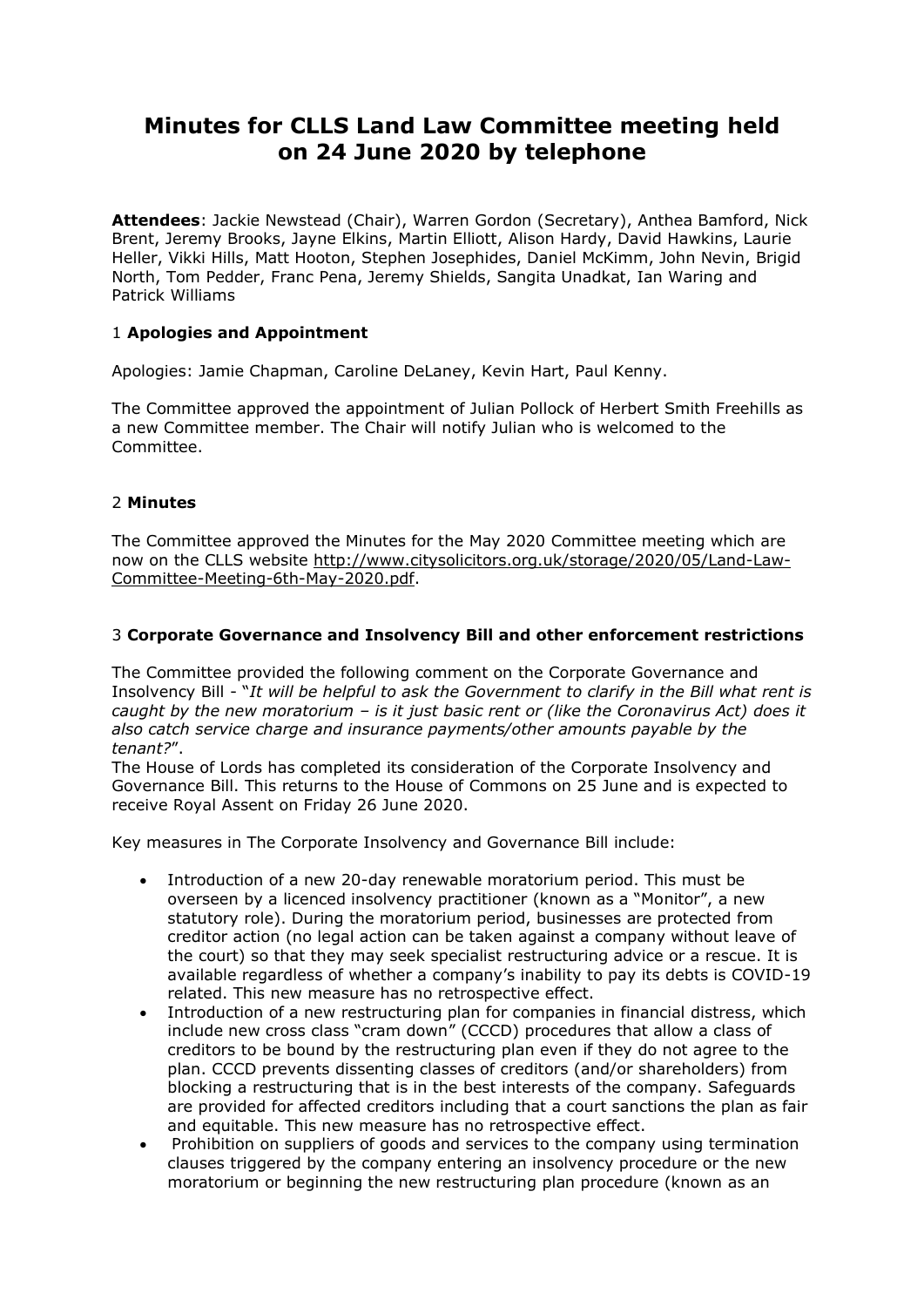# Minutes for CLLS Land Law Committee meeting held on 24 June 2020 by telephone

**Attendees**: Jackie Newstead (Chair), Warren Gordon (Secretary), Anthea Bamford, Nick Brent, Jeremy Brooks, Jayne Elkins, Martin Elliott, Alison Hardy, David Hawkins, Laurie Heller, Vikki Hills, Matt Hooton, Stephen Josephides, Daniel McKimm, John Nevin, Brigid North, Tom Pedder, Franc Pena, Jeremy Shields, Sangita Unadkat, Ian Waring and Patrick Williams

## 1 **Apologies and Appointment**

Apologies: Jamie Chapman, Caroline DeLaney, Kevin Hart, Paul Kenny.

The Committee approved the appointment of Julian Pollock of Herbert Smith Freehills as a new Committee member. The Chair will notify Julian who is welcomed to the Committee.

## 2 **Minutes**

The Committee approved the Minutes for the May 2020 Committee meeting which are now on the CLLS website http://www.citysolicitors.org.uk/storage/2020/05/Land-Law-Committee-Meeting-6th-May-2020.pdf.

## 3 **Corporate Governance and Insolvency Bill and other enforcement restrictions**

The Committee provided the following comment on the Corporate Governance and Insolvency Bill - "*It will be helpful to ask the Government to clarify in the Bill what rent is caught by the new moratorium – is it just basic rent or (like the Coronavirus Act) does it also catch service charge and insurance payments/other amounts payable by the tenant?*".

The House of Lords has completed its consideration of the Corporate Insolvency and Governance Bill. This returns to the House of Commons on 25 June and is expected to receive Royal Assent on Friday 26 June 2020.

Key measures in The Corporate Insolvency and Governance Bill include:

- Introduction of a new 20-day renewable moratorium period. This must be overseen by a licenced insolvency practitioner (known as a "Monitor", a new statutory role). During the moratorium period, businesses are protected from creditor action (no legal action can be taken against a company without leave of the court) so that they may seek specialist restructuring advice or a rescue. It is available regardless of whether a company's inability to pay its debts is COVID-19 related. This new measure has no retrospective effect.
- Introduction of a new restructuring plan for companies in financial distress, which include new cross class "cram down" (CCCD) procedures that allow a class of creditors to be bound by the restructuring plan even if they do not agree to the plan. CCCD prevents dissenting classes of creditors (and/or shareholders) from blocking a restructuring that is in the best interests of the company. Safeguards are provided for affected creditors including that a court sanctions the plan as fair and equitable. This new measure has no retrospective effect.
- Prohibition on suppliers of goods and services to the company using termination clauses triggered by the company entering an insolvency procedure or the new moratorium or beginning the new restructuring plan procedure (known as an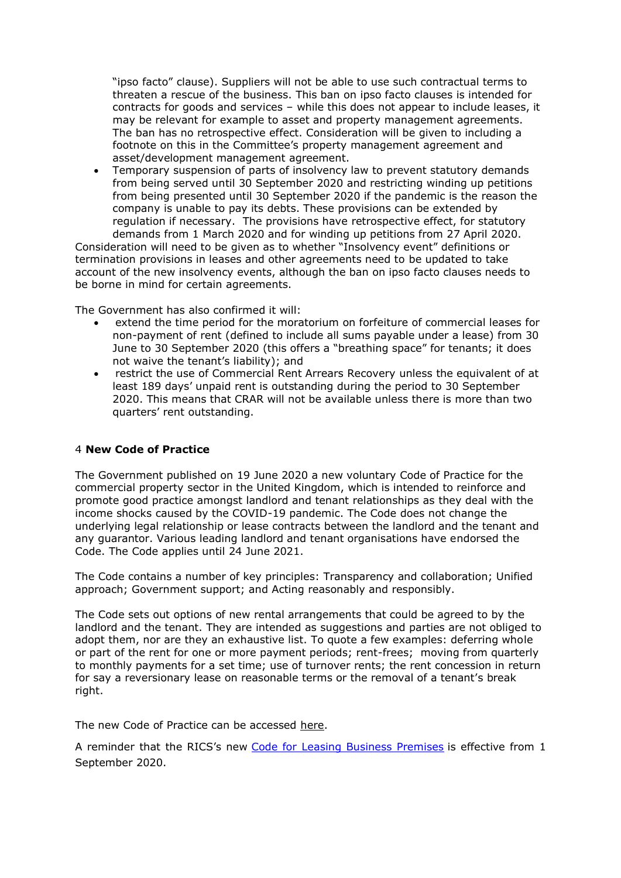"ipso facto" clause). Suppliers will not be able to use such contractual terms to threaten a rescue of the business. This ban on ipso facto clauses is intended for contracts for goods and services – while this does not appear to include leases, it may be relevant for example to asset and property management agreements. The ban has no retrospective effect. Consideration will be given to including a footnote on this in the Committee's property management agreement and asset/development management agreement.

- Temporary suspension of parts of insolvency law to prevent statutory demands from being served until 30 September 2020 and restricting winding up petitions from being presented until 30 September 2020 if the pandemic is the reason the company is unable to pay its debts. These provisions can be extended by regulation if necessary. The provisions have retrospective effect, for statutory demands from 1 March 2020 and for winding up petitions from 27 April 2020.

Consideration will need to be given as to whether "Insolvency event" definitions or termination provisions in leases and other agreements need to be updated to take account of the new insolvency events, although the ban on ipso facto clauses needs to be borne in mind for certain agreements.

The Government has also confirmed it will:

- extend the time period for the moratorium on forfeiture of commercial leases for non-payment of rent (defined to include all sums payable under a lease) from 30 June to 30 September 2020 (this offers a "breathing space" for tenants; it does not waive the tenant's liability); and
- restrict the use of Commercial Rent Arrears Recovery unless the equivalent of at least 189 days' unpaid rent is outstanding during the period to 30 September 2020. This means that CRAR will not be available unless there is more than two quarters' rent outstanding.

## 4 **New Code of Practice**

The Government published on 19 June 2020 a new voluntary Code of Practice for the commercial property sector in the United Kingdom, which is intended to reinforce and promote good practice amongst landlord and tenant relationships as they deal with the income shocks caused by the COVID-19 pandemic. The Code does not change the underlying legal relationship or lease contracts between the landlord and the tenant and any guarantor. Various leading landlord and tenant organisations have endorsed the Code. The Code applies until 24 June 2021.

The Code contains a number of key principles: Transparency and collaboration; Unified approach; Government support; and Acting reasonably and responsibly.

The Code sets out options of new rental arrangements that could be agreed to by the landlord and the tenant. They are intended as suggestions and parties are not obliged to adopt them, nor are they an exhaustive list. To quote a few examples: deferring whole or part of the rent for one or more payment periods; rent-frees; moving from quarterly to monthly payments for a set time; use of turnover rents; the rent concession in return for say a reversionary lease on reasonable terms or the removal of a tenant's break right.

The new Code of Practice can be accessed here.

A reminder that the RICS's new Code for Leasing Business Premises is effective from 1 September 2020.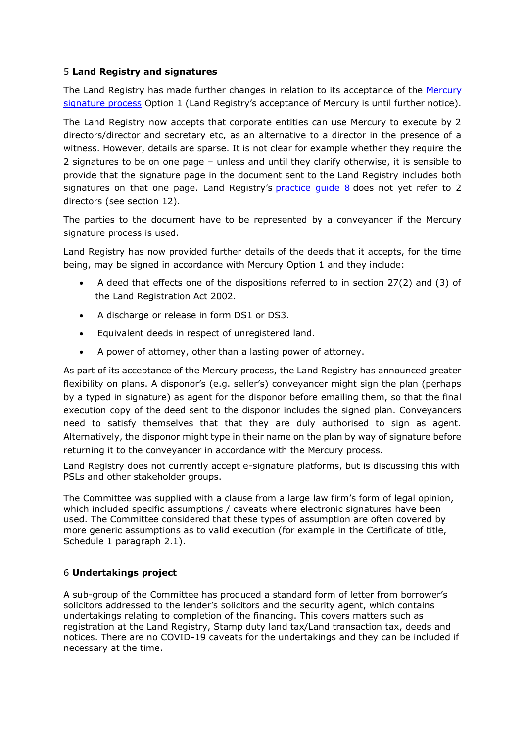## 5 **Land Registry and signatures**

The Land Registry has made further changes in relation to its acceptance of the Mercury signature process Option 1 (Land Registry's acceptance of Mercury is until further notice).

The Land Registry now accepts that corporate entities can use Mercury to execute by 2 directors/director and secretary etc, as an alternative to a director in the presence of a witness. However, details are sparse. It is not clear for example whether they require the 2 signatures to be on one page – unless and until they clarify otherwise, it is sensible to provide that the signature page in the document sent to the Land Registry includes both signatures on that one page. Land Registry's practice guide 8 does not yet refer to 2 directors (see section 12).

The parties to the document have to be represented by a conveyancer if the Mercury signature process is used.

Land Registry has now provided further details of the deeds that it accepts, for the time being, may be signed in accordance with Mercury Option 1 and they include:

- A deed that effects one of the dispositions referred to in section 27(2) and (3) of the Land Registration Act 2002.
- A discharge or release in form DS1 or DS3.
- Equivalent deeds in respect of unregistered land.
- A power of attorney, other than a lasting power of attorney.

As part of its acceptance of the Mercury process, the Land Registry has announced greater flexibility on plans. A disponor's (e.g. seller's) conveyancer might sign the plan (perhaps by a typed in signature) as agent for the disponor before emailing them, so that the final execution copy of the deed sent to the disponor includes the signed plan. Conveyancers need to satisfy themselves that that they are duly authorised to sign as agent. Alternatively, the disponor might type in their name on the plan by way of signature before returning it to the conveyancer in accordance with the Mercury process.

Land Registry does not currently accept e-signature platforms, but is discussing this with PSLs and other stakeholder groups.

The Committee was supplied with a clause from a large law firm's form of legal opinion, which included specific assumptions / caveats where electronic signatures have been used. The Committee considered that these types of assumption are often covered by more generic assumptions as to valid execution (for example in the Certificate of title, Schedule 1 paragraph 2.1).

## 6 **Undertakings project**

A sub-group of the Committee has produced a standard form of letter from borrower's solicitors addressed to the lender's solicitors and the security agent, which contains undertakings relating to completion of the financing. This covers matters such as registration at the Land Registry, Stamp duty land tax/Land transaction tax, deeds and notices. There are no COVID-19 caveats for the undertakings and they can be included if necessary at the time.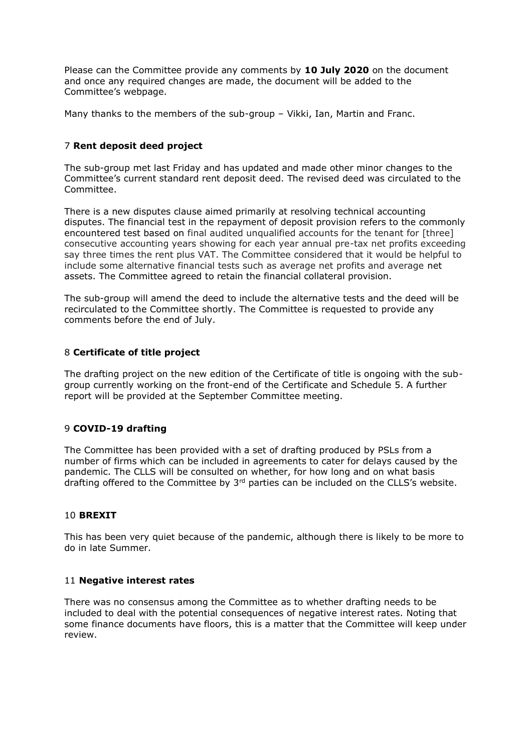Please can the Committee provide any comments by **10 July 2020** on the document and once any required changes are made, the document will be added to the Committee's webpage.

Many thanks to the members of the sub-group – Vikki, Ian, Martin and Franc.

### 7 **Rent deposit deed project**

The sub-group met last Friday and has updated and made other minor changes to the Committee's current standard rent deposit deed. The revised deed was circulated to the Committee.

There is a new disputes clause aimed primarily at resolving technical accounting disputes. The financial test in the repayment of deposit provision refers to the commonly encountered test based on final audited unqualified accounts for the tenant for [three] consecutive accounting years showing for each year annual pre-tax net profits exceeding say three times the rent plus VAT. The Committee considered that it would be helpful to include some alternative financial tests such as average net profits and average net assets. The Committee agreed to retain the financial collateral provision.

The sub-group will amend the deed to include the alternative tests and the deed will be recirculated to the Committee shortly. The Committee is requested to provide any comments before the end of July.

### 8 **Certificate of title project**

The drafting project on the new edition of the Certificate of title is ongoing with the sub-group currently working on the front-end of the Certificate and Schedule 5. A further report will be provided at the September Committee meeting.

### 9 **COVID-19 drafting**

The Committee has been provided with a set of drafting produced by PSLs from a number of firms which can be included in agreements to cater for delays caused by the pandemic. The CLLS will be consulted on whether, for how long and on what basis drafting offered to the Committee by 3rd parties can be included on the CLLS's website.

### 10 **BREXIT**

This has been very quiet because of the pandemic, although there is likely to be more to do in late Summer.

### 11 **Negative interest rates**

There was no consensus among the Committee as to whether drafting needs to be included to deal with the potential consequences of negative interest rates. Noting that some finance documents have floors, this is a matter that the Committee will keep under review.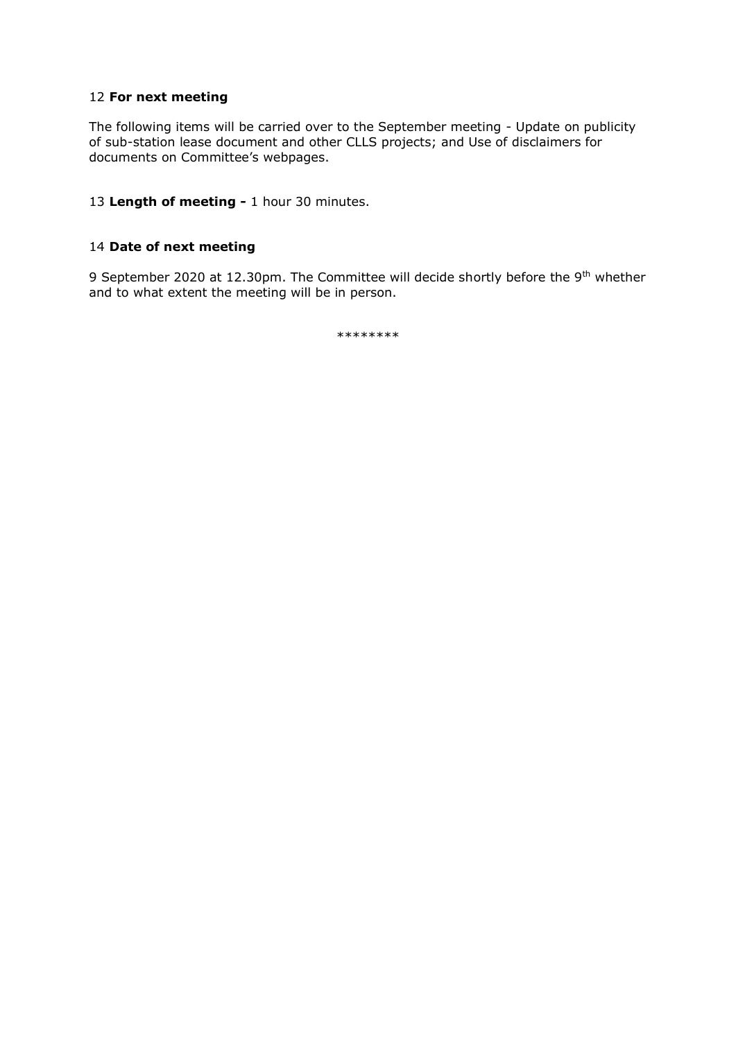12 **For next meeting**

The following items will be carried over to the September meeting - Update on publicity of sub-station lease document and other CLLS projects; and Use of disclaimers for documents on Committee's webpages.

13 **Length of meeting -** 1 hour 30 minutes.

14 **Date of next meeting**

9 September 2020 at 12.30pm. The Committee will decide shortly before the 9th whether and to what extent the meeting will be in person.

********